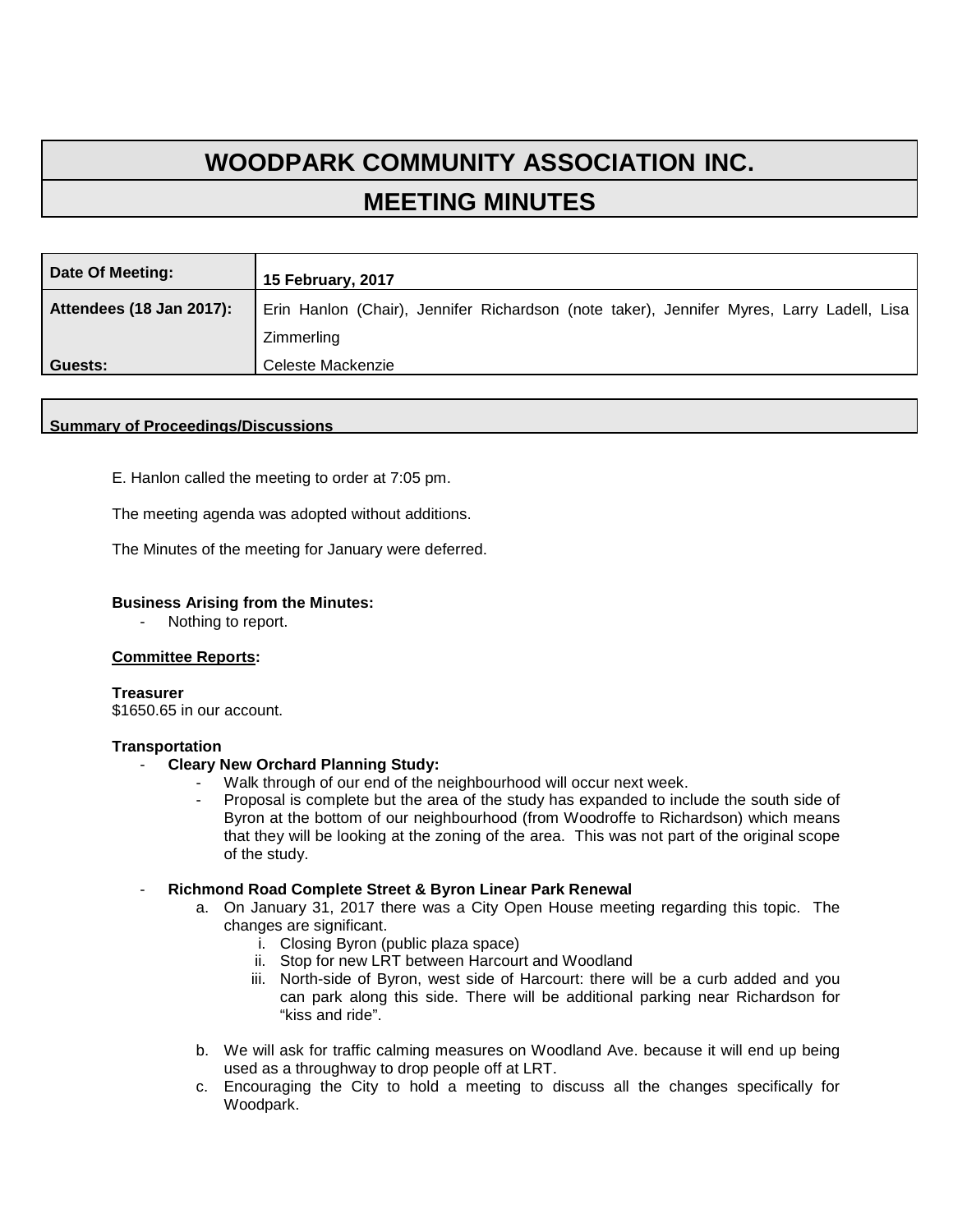# WOODPARK COMMUNITY ASSOCIATION INC.

## MEETING MINUTES

| Date Of Meeting: | 15 February, 2017 |
|---|---|
| Attendees (18 Jan 2017): | Erin Hanlon (Chair), Jennifer Richardson (note taker), Jennifer Myres, Larry Ladell, Lisa Zimmerling |
| Guests: | Celeste Mackenzie |

**Summary of Proceedings/Discussions**

E. Hanlon called the meeting to order at 7:05 pm.

The meeting agenda was adopted without additions.

The Minutes of the meeting for January were deferred.

**Business Arising from the Minutes:**

- Nothing to report.

**Committee Reports:**

**Treasurer**
$1650.65 in our account.

**Transportation**

- **Cleary New Orchard Planning Study:**
  - Walk through of our end of the neighbourhood will occur next week.
  - Proposal is complete but the area of the study has expanded to include the south side of Byron at the bottom of our neighbourhood (from Woodroffe to Richardson) which means that they will be looking at the zoning of the area. This was not part of the original scope of the study.

- **Richmond Road Complete Street & Byron Linear Park Renewal**
  a. On January 31, 2017 there was a City Open House meeting regarding this topic. The changes are significant.
     i. Closing Byron (public plaza space)
     ii. Stop for new LRT between Harcourt and Woodland
     iii. North-side of Byron, west side of Harcourt: there will be a curb added and you can park along this side. There will be additional parking near Richardson for "kiss and ride".
  b. We will ask for traffic calming measures on Woodland Ave. because it will end up being used as a throughway to drop people off at LRT.
  c. Encouraging the City to hold a meeting to discuss all the changes specifically for Woodpark.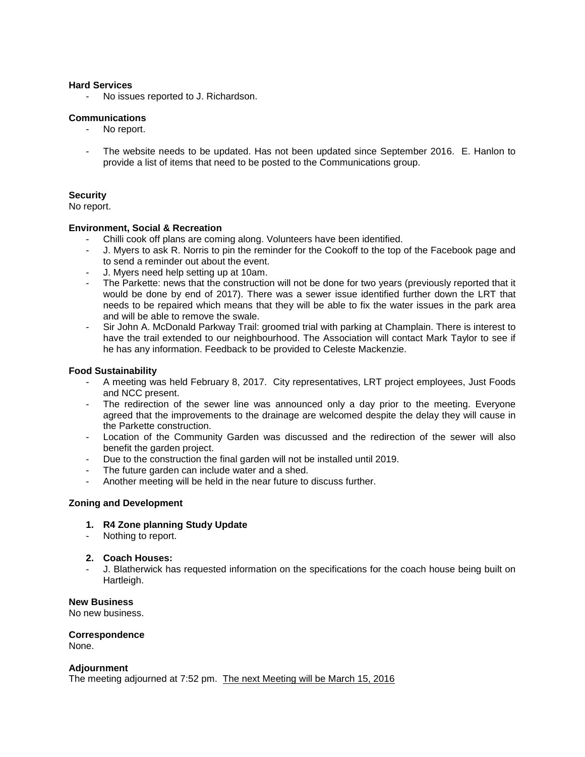**Hard Services**

- No issues reported to J. Richardson.

**Communications**

- No report.
- The website needs to be updated. Has not been updated since September 2016. E. Hanlon to provide a list of items that need to be posted to the Communications group.

**Security**

No report.

**Environment, Social & Recreation**

- Chilli cook off plans are coming along. Volunteers have been identified.
- J. Myers to ask R. Norris to pin the reminder for the Cookoff to the top of the Facebook page and to send a reminder out about the event.
- J. Myers need help setting up at 10am.
- The Parkette: news that the construction will not be done for two years (previously reported that it would be done by end of 2017). There was a sewer issue identified further down the LRT that needs to be repaired which means that they will be able to fix the water issues in the park area and will be able to remove the swale.
- Sir John A. McDonald Parkway Trail: groomed trial with parking at Champlain. There is interest to have the trail extended to our neighbourhood. The Association will contact Mark Taylor to see if he has any information. Feedback to be provided to Celeste Mackenzie.

**Food Sustainability**

- A meeting was held February 8, 2017. City representatives, LRT project employees, Just Foods and NCC present.
- The redirection of the sewer line was announced only a day prior to the meeting. Everyone agreed that the improvements to the drainage are welcomed despite the delay they will cause in the Parkette construction.
- Location of the Community Garden was discussed and the redirection of the sewer will also benefit the garden project.
- Due to the construction the final garden will not be installed until 2019.
- The future garden can include water and a shed.
- Another meeting will be held in the near future to discuss further.

**Zoning and Development**

1. **R4 Zone planning Study Update**

- Nothing to report.

2. **Coach Houses:**

- J. Blatherwick has requested information on the specifications for the coach house being built on Hartleigh.

**New Business**

No new business.

**Correspondence**

None.

**Adjournment**

The meeting adjourned at 7:52 pm. <u>The next Meeting will be March 15, 2016</u>